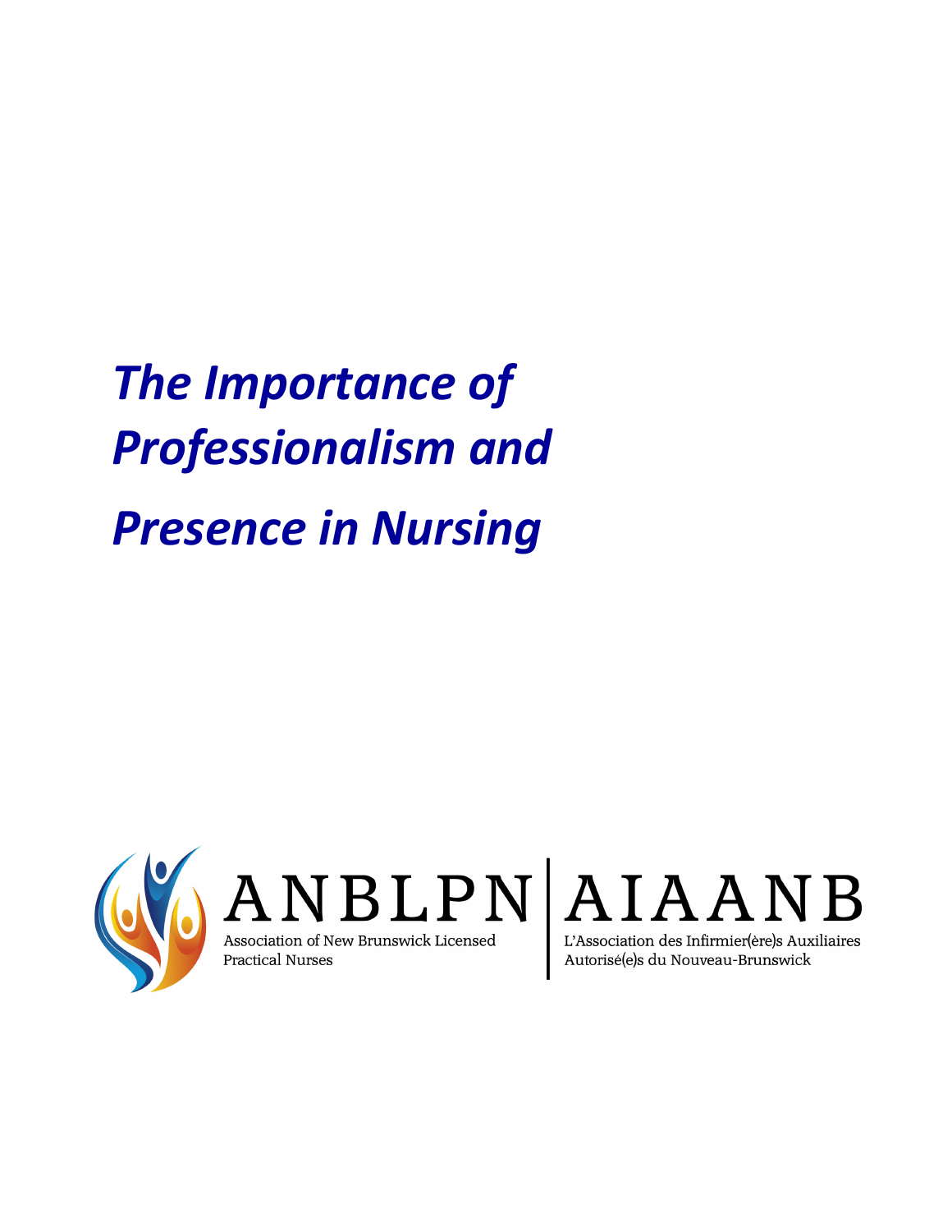# *The Importance of Professionalism and Presence in Nursing*

ANBLPN | AIAANB

Association of New Brunswick Licensed Practical Nurses

L'Association des Infirmier(ère)s Auxiliaires Autorisé(e)s du Nouveau-Brunswick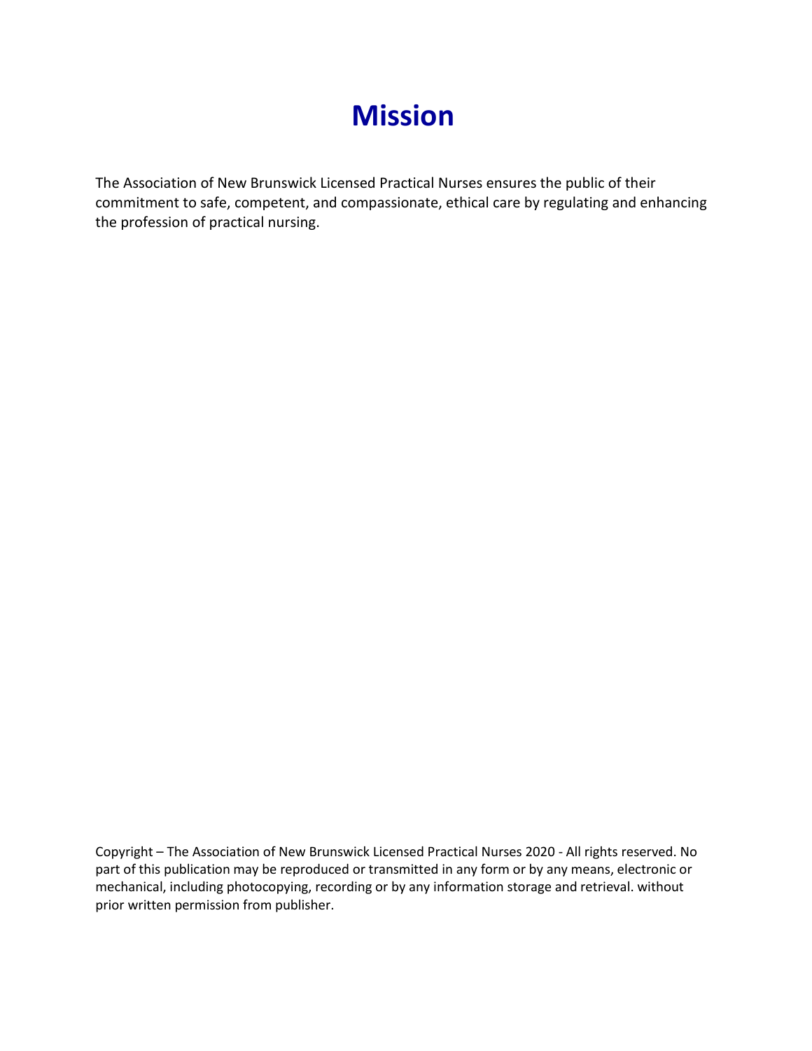# Mission

The Association of New Brunswick Licensed Practical Nurses ensures the public of their commitment to safe, competent, and compassionate, ethical care by regulating and enhancing the profession of practical nursing.

Copyright – The Association of New Brunswick Licensed Practical Nurses 2020 - All rights reserved. No part of this publication may be reproduced or transmitted in any form or by any means, electronic or mechanical, including photocopying, recording or by any information storage and retrieval. without prior written permission from publisher.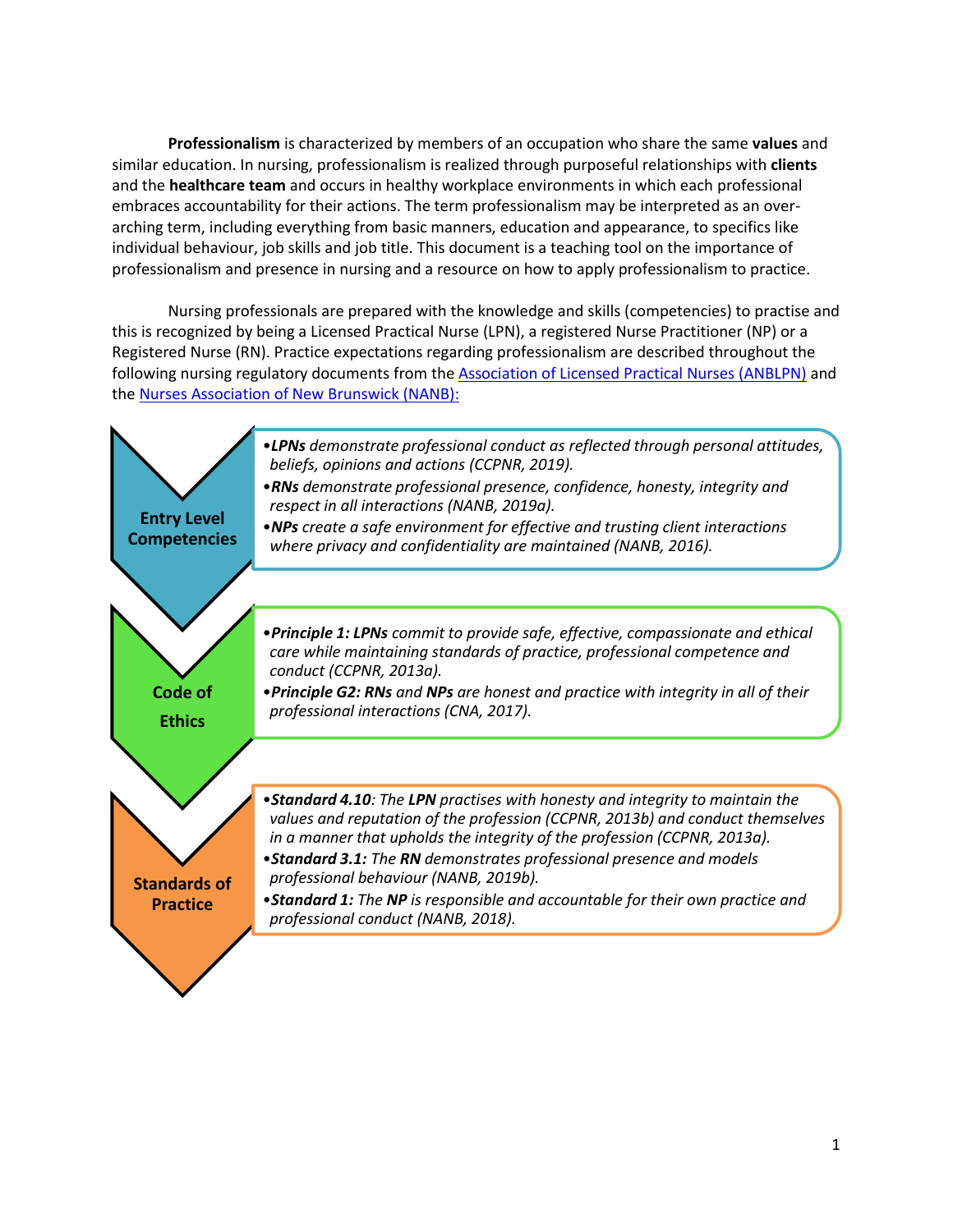**Professionalism** is characterized by members of an occupation who share the same **values** and similar education. In nursing, professionalism is realized through purposeful relationships with **clients** and the **healthcare team** and occurs in healthy workplace environments in which each professional embraces accountability for their actions. The term professionalism may be interpreted as an over-arching term, including everything from basic manners, education and appearance, to specifics like individual behaviour, job skills and job title. This document is a teaching tool on the importance of professionalism and presence in nursing and a resource on how to apply professionalism to practice.

Nursing professionals are prepared with the knowledge and skills (competencies) to practise and this is recognized by being a Licensed Practical Nurse (LPN), a registered Nurse Practitioner (NP) or a Registered Nurse (RN). Practice expectations regarding professionalism are described throughout the following nursing regulatory documents from the [Association of Licensed Practical Nurses (ANBLPN)]() and the [Nurses Association of New Brunswick (NANB):]()

**Entry Level Competencies**

- ***LPNs** demonstrate professional conduct as reflected through personal attitudes, beliefs, opinions and actions (CCPNR, 2019).*
- ***RNs** demonstrate professional presence, confidence, honesty, integrity and respect in all interactions (NANB, 2019a).*
- ***NPs** create a safe environment for effective and trusting client interactions where privacy and confidentiality are maintained (NANB, 2016).*

**Code of Ethics**

- ***Principle 1: LPNs** commit to provide safe, effective, compassionate and ethical care while maintaining standards of practice, professional competence and conduct (CCPNR, 2013a).*
- ***Principle G2: RNs** and **NPs** are honest and practice with integrity in all of their professional interactions (CNA, 2017).*

**Standards of Practice**

- ***Standard 4.10**: The **LPN** practises with honesty and integrity to maintain the values and reputation of the profession (CCPNR, 2013b) and conduct themselves in a manner that upholds the integrity of the profession (CCPNR, 2013a).*
- ***Standard 3.1:** The **RN** demonstrates professional presence and models professional behaviour (NANB, 2019b).*
- ***Standard 1:** The **NP** is responsible and accountable for their own practice and professional conduct (NANB, 2018).*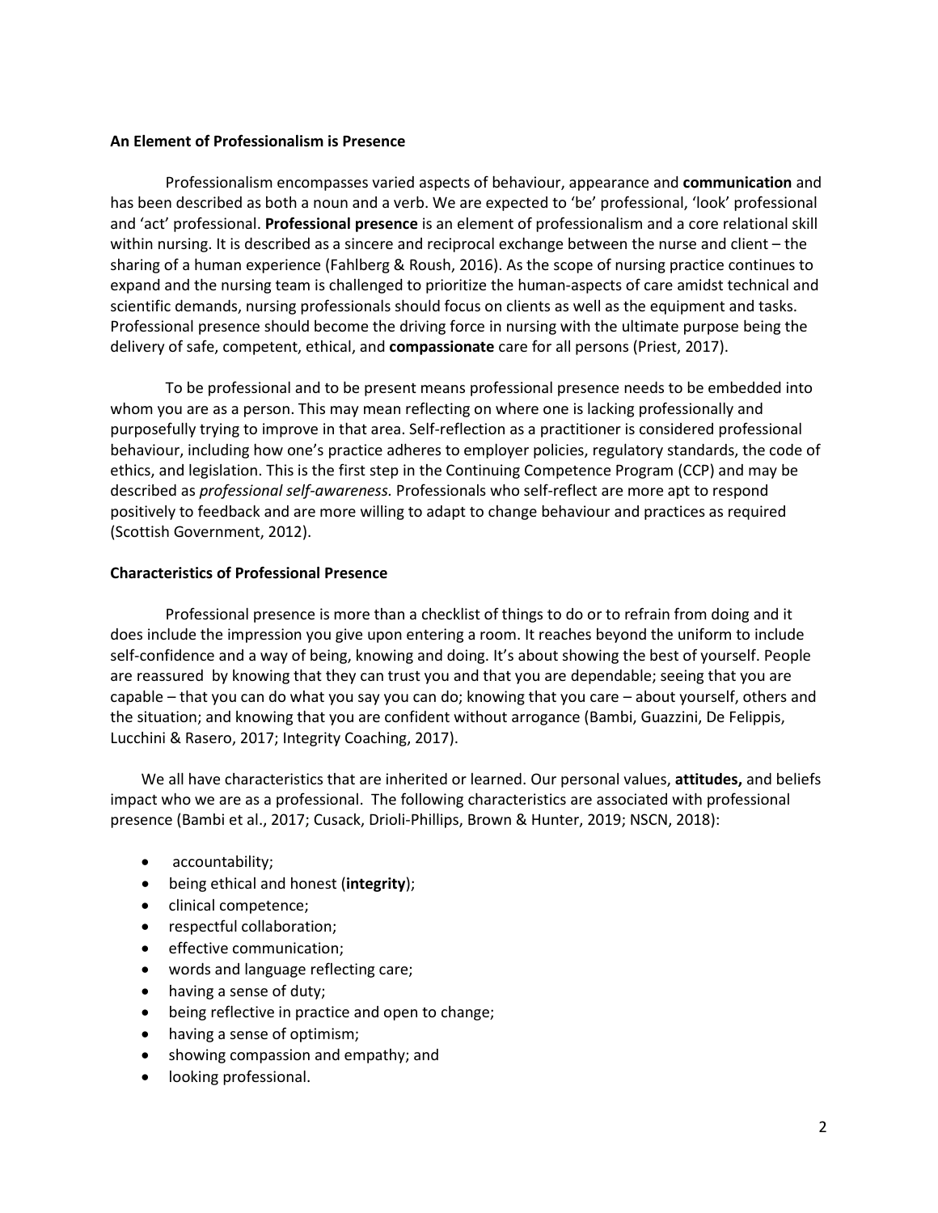**An Element of Professionalism is Presence**

Professionalism encompasses varied aspects of behaviour, appearance and **communication** and has been described as both a noun and a verb. We are expected to 'be' professional, 'look' professional and 'act' professional. **Professional presence** is an element of professionalism and a core relational skill within nursing. It is described as a sincere and reciprocal exchange between the nurse and client – the sharing of a human experience (Fahlberg & Roush, 2016). As the scope of nursing practice continues to expand and the nursing team is challenged to prioritize the human-aspects of care amidst technical and scientific demands, nursing professionals should focus on clients as well as the equipment and tasks. Professional presence should become the driving force in nursing with the ultimate purpose being the delivery of safe, competent, ethical, and **compassionate** care for all persons (Priest, 2017).

To be professional and to be present means professional presence needs to be embedded into whom you are as a person. This may mean reflecting on where one is lacking professionally and purposefully trying to improve in that area. Self-reflection as a practitioner is considered professional behaviour, including how one's practice adheres to employer policies, regulatory standards, the code of ethics, and legislation. This is the first step in the Continuing Competence Program (CCP) and may be described as *professional self-awareness.* Professionals who self-reflect are more apt to respond positively to feedback and are more willing to adapt to change behaviour and practices as required (Scottish Government, 2012).

**Characteristics of Professional Presence**

Professional presence is more than a checklist of things to do or to refrain from doing and it does include the impression you give upon entering a room. It reaches beyond the uniform to include self-confidence and a way of being, knowing and doing. It's about showing the best of yourself. People are reassured by knowing that they can trust you and that you are dependable; seeing that you are capable – that you can do what you say you can do; knowing that you care – about yourself, others and the situation; and knowing that you are confident without arrogance (Bambi, Guazzini, De Felippis, Lucchini & Rasero, 2017; Integrity Coaching, 2017).

We all have characteristics that are inherited or learned. Our personal values, **attitudes,** and beliefs impact who we are as a professional. The following characteristics are associated with professional presence (Bambi et al., 2017; Cusack, Drioli-Phillips, Brown & Hunter, 2019; NSCN, 2018):

- accountability;
- being ethical and honest (**integrity**);
- clinical competence;
- respectful collaboration;
- effective communication;
- words and language reflecting care;
- having a sense of duty;
- being reflective in practice and open to change;
- having a sense of optimism;
- showing compassion and empathy; and
- looking professional.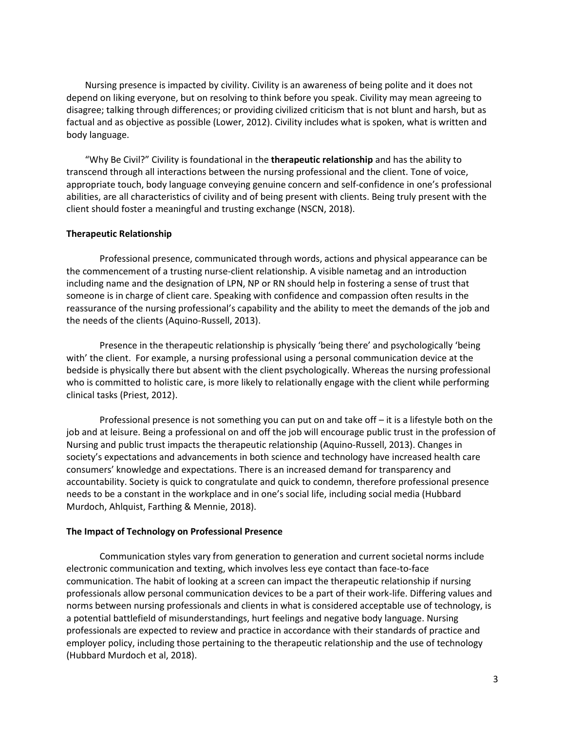Nursing presence is impacted by civility. Civility is an awareness of being polite and it does not depend on liking everyone, but on resolving to think before you speak. Civility may mean agreeing to disagree; talking through differences; or providing civilized criticism that is not blunt and harsh, but as factual and as objective as possible (Lower, 2012). Civility includes what is spoken, what is written and body language.

"Why Be Civil?" Civility is foundational in the **therapeutic relationship** and has the ability to transcend through all interactions between the nursing professional and the client. Tone of voice, appropriate touch, body language conveying genuine concern and self-confidence in one's professional abilities, are all characteristics of civility and of being present with clients. Being truly present with the client should foster a meaningful and trusting exchange (NSCN, 2018).

**Therapeutic Relationship**

Professional presence, communicated through words, actions and physical appearance can be the commencement of a trusting nurse-client relationship. A visible nametag and an introduction including name and the designation of LPN, NP or RN should help in fostering a sense of trust that someone is in charge of client care. Speaking with confidence and compassion often results in the reassurance of the nursing professional's capability and the ability to meet the demands of the job and the needs of the clients (Aquino-Russell, 2013).

Presence in the therapeutic relationship is physically 'being there' and psychologically 'being with' the client. For example, a nursing professional using a personal communication device at the bedside is physically there but absent with the client psychologically. Whereas the nursing professional who is committed to holistic care, is more likely to relationally engage with the client while performing clinical tasks (Priest, 2012).

Professional presence is not something you can put on and take off – it is a lifestyle both on the job and at leisure. Being a professional on and off the job will encourage public trust in the profession of Nursing and public trust impacts the therapeutic relationship (Aquino-Russell, 2013). Changes in society's expectations and advancements in both science and technology have increased health care consumers' knowledge and expectations. There is an increased demand for transparency and accountability. Society is quick to congratulate and quick to condemn, therefore professional presence needs to be a constant in the workplace and in one's social life, including social media (Hubbard Murdoch, Ahlquist, Farthing & Mennie, 2018).

**The Impact of Technology on Professional Presence**

Communication styles vary from generation to generation and current societal norms include electronic communication and texting, which involves less eye contact than face-to-face communication. The habit of looking at a screen can impact the therapeutic relationship if nursing professionals allow personal communication devices to be a part of their work-life. Differing values and norms between nursing professionals and clients in what is considered acceptable use of technology, is a potential battlefield of misunderstandings, hurt feelings and negative body language. Nursing professionals are expected to review and practice in accordance with their standards of practice and employer policy, including those pertaining to the therapeutic relationship and the use of technology (Hubbard Murdoch et al, 2018).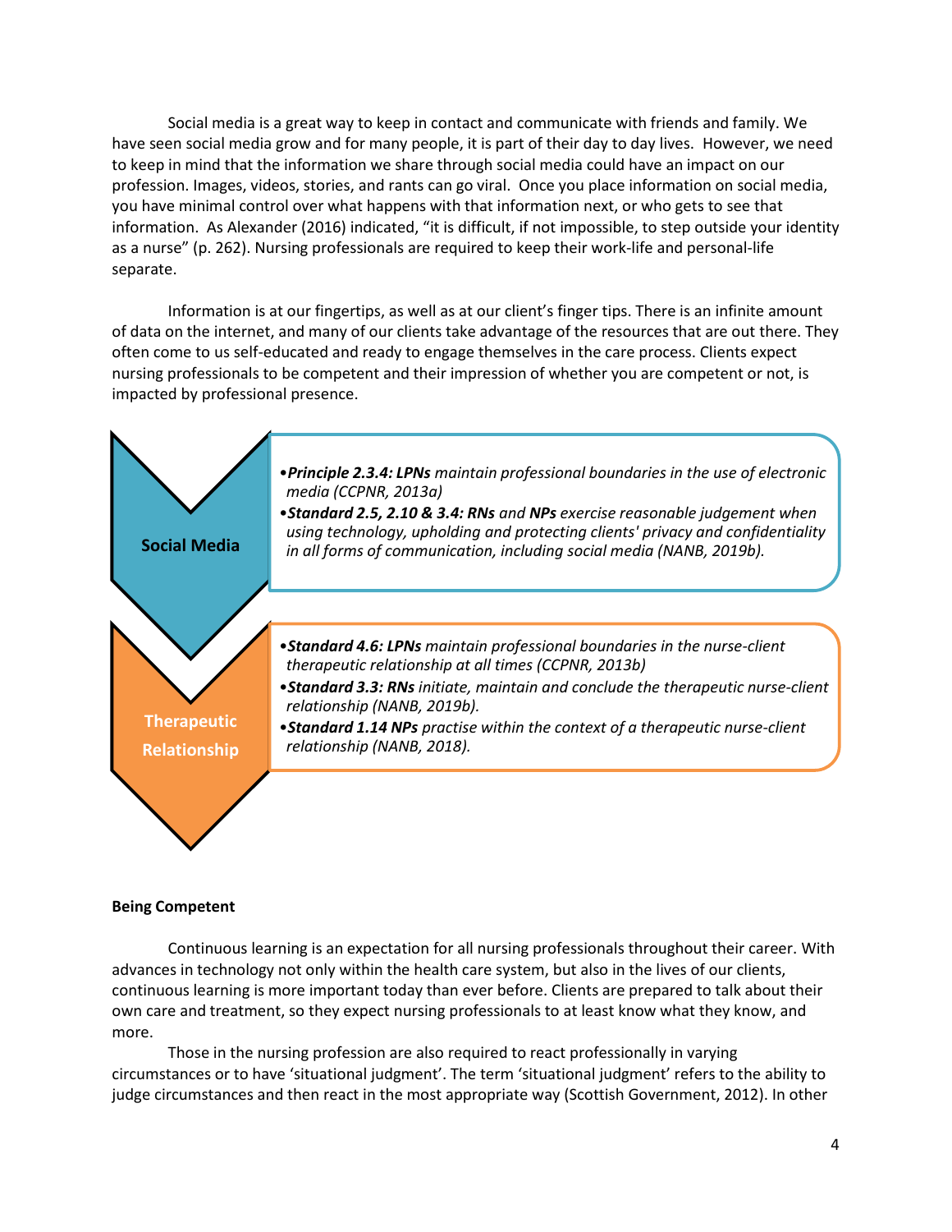Social media is a great way to keep in contact and communicate with friends and family. We have seen social media grow and for many people, it is part of their day to day lives. However, we need to keep in mind that the information we share through social media could have an impact on our profession. Images, videos, stories, and rants can go viral. Once you place information on social media, you have minimal control over what happens with that information next, or who gets to see that information. As Alexander (2016) indicated, "it is difficult, if not impossible, to step outside your identity as a nurse" (p. 262). Nursing professionals are required to keep their work-life and personal-life separate.

Information is at our fingertips, as well as at our client's finger tips. There is an infinite amount of data on the internet, and many of our clients take advantage of the resources that are out there. They often come to us self-educated and ready to engage themselves in the care process. Clients expect nursing professionals to be competent and their impression of whether you are competent or not, is impacted by professional presence.

**Social Media**

- ***Principle 2.3.4: LPNs*** *maintain professional boundaries in the use of electronic media (CCPNR, 2013a)*
- ***Standard 2.5, 2.10 & 3.4: RNs*** *and* ***NPs*** *exercise reasonable judgement when using technology, upholding and protecting clients' privacy and confidentiality in all forms of communication, including social media (NANB, 2019b).*

**Therapeutic Relationship**

- ***Standard 4.6: LPNs*** *maintain professional boundaries in the nurse-client therapeutic relationship at all times (CCPNR, 2013b)*
- ***Standard 3.3: RNs*** *initiate, maintain and conclude the therapeutic nurse-client relationship (NANB, 2019b).*
- ***Standard 1.14 NPs*** *practise within the context of a therapeutic nurse-client relationship (NANB, 2018).*

**Being Competent**

Continuous learning is an expectation for all nursing professionals throughout their career. With advances in technology not only within the health care system, but also in the lives of our clients, continuous learning is more important today than ever before. Clients are prepared to talk about their own care and treatment, so they expect nursing professionals to at least know what they know, and more.

Those in the nursing profession are also required to react professionally in varying circumstances or to have 'situational judgment'. The term 'situational judgment' refers to the ability to judge circumstances and then react in the most appropriate way (Scottish Government, 2012). In other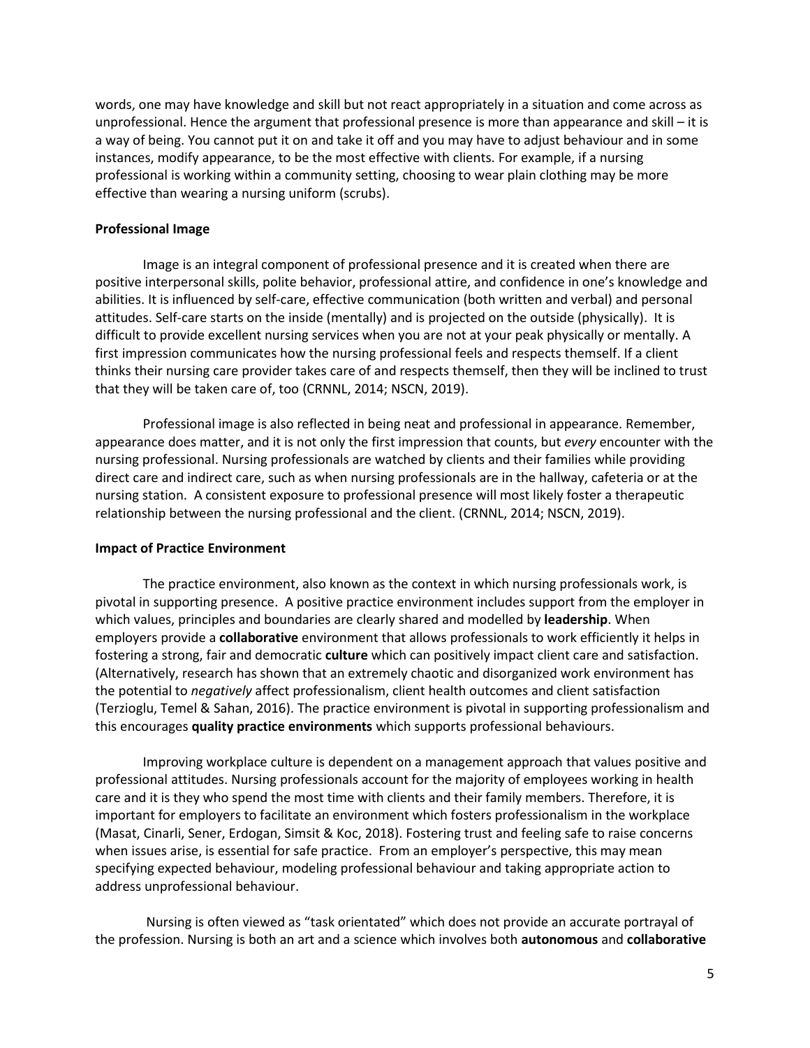words, one may have knowledge and skill but not react appropriately in a situation and come across as unprofessional. Hence the argument that professional presence is more than appearance and skill – it is a way of being. You cannot put it on and take it off and you may have to adjust behaviour and in some instances, modify appearance, to be the most effective with clients. For example, if a nursing professional is working within a community setting, choosing to wear plain clothing may be more effective than wearing a nursing uniform (scrubs).

**Professional Image**

Image is an integral component of professional presence and it is created when there are positive interpersonal skills, polite behavior, professional attire, and confidence in one's knowledge and abilities. It is influenced by self-care, effective communication (both written and verbal) and personal attitudes. Self-care starts on the inside (mentally) and is projected on the outside (physically). It is difficult to provide excellent nursing services when you are not at your peak physically or mentally. A first impression communicates how the nursing professional feels and respects themself. If a client thinks their nursing care provider takes care of and respects themself, then they will be inclined to trust that they will be taken care of, too (CRNNL, 2014; NSCN, 2019).

Professional image is also reflected in being neat and professional in appearance. Remember, appearance does matter, and it is not only the first impression that counts, but *every* encounter with the nursing professional. Nursing professionals are watched by clients and their families while providing direct care and indirect care, such as when nursing professionals are in the hallway, cafeteria or at the nursing station. A consistent exposure to professional presence will most likely foster a therapeutic relationship between the nursing professional and the client. (CRNNL, 2014; NSCN, 2019).

**Impact of Practice Environment**

The practice environment, also known as the context in which nursing professionals work, is pivotal in supporting presence. A positive practice environment includes support from the employer in which values, principles and boundaries are clearly shared and modelled by **leadership**. When employers provide a **collaborative** environment that allows professionals to work efficiently it helps in fostering a strong, fair and democratic **culture** which can positively impact client care and satisfaction. (Alternatively, research has shown that an extremely chaotic and disorganized work environment has the potential to *negatively* affect professionalism, client health outcomes and client satisfaction (Terzioglu, Temel & Sahan, 2016). The practice environment is pivotal in supporting professionalism and this encourages **quality practice environments** which supports professional behaviours.

Improving workplace culture is dependent on a management approach that values positive and professional attitudes. Nursing professionals account for the majority of employees working in health care and it is they who spend the most time with clients and their family members. Therefore, it is important for employers to facilitate an environment which fosters professionalism in the workplace (Masat, Cinarli, Sener, Erdogan, Simsit & Koc, 2018). Fostering trust and feeling safe to raise concerns when issues arise, is essential for safe practice. From an employer's perspective, this may mean specifying expected behaviour, modeling professional behaviour and taking appropriate action to address unprofessional behaviour.

Nursing is often viewed as "task orientated" which does not provide an accurate portrayal of the profession. Nursing is both an art and a science which involves both **autonomous** and **collaborative**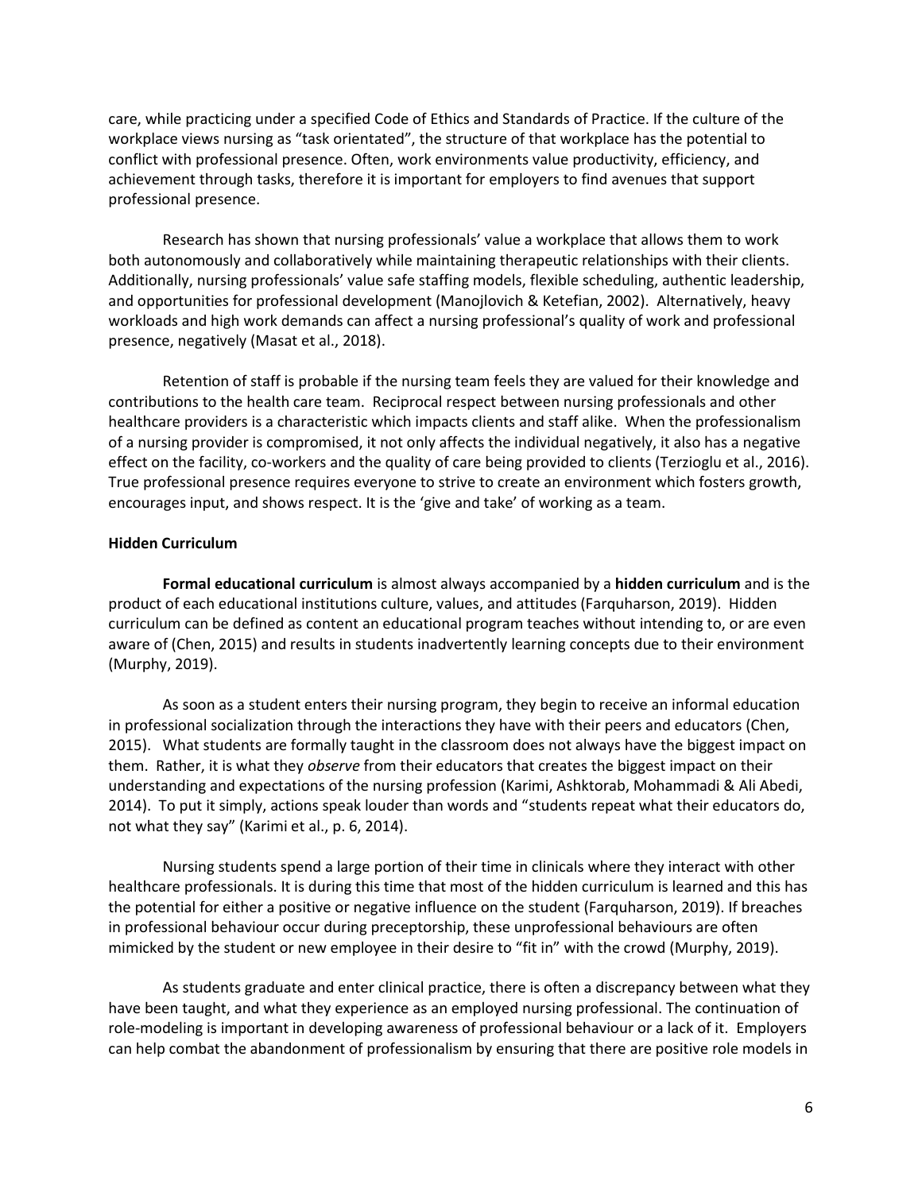care, while practicing under a specified Code of Ethics and Standards of Practice. If the culture of the workplace views nursing as "task orientated", the structure of that workplace has the potential to conflict with professional presence. Often, work environments value productivity, efficiency, and achievement through tasks, therefore it is important for employers to find avenues that support professional presence.

Research has shown that nursing professionals' value a workplace that allows them to work both autonomously and collaboratively while maintaining therapeutic relationships with their clients. Additionally, nursing professionals' value safe staffing models, flexible scheduling, authentic leadership, and opportunities for professional development (Manojlovich & Ketefian, 2002). Alternatively, heavy workloads and high work demands can affect a nursing professional's quality of work and professional presence, negatively (Masat et al., 2018).

Retention of staff is probable if the nursing team feels they are valued for their knowledge and contributions to the health care team. Reciprocal respect between nursing professionals and other healthcare providers is a characteristic which impacts clients and staff alike. When the professionalism of a nursing provider is compromised, it not only affects the individual negatively, it also has a negative effect on the facility, co-workers and the quality of care being provided to clients (Terzioglu et al., 2016). True professional presence requires everyone to strive to create an environment which fosters growth, encourages input, and shows respect. It is the 'give and take' of working as a team.

**Hidden Curriculum**

**Formal educational curriculum** is almost always accompanied by a **hidden curriculum** and is the product of each educational institutions culture, values, and attitudes (Farquharson, 2019). Hidden curriculum can be defined as content an educational program teaches without intending to, or are even aware of (Chen, 2015) and results in students inadvertently learning concepts due to their environment (Murphy, 2019).

As soon as a student enters their nursing program, they begin to receive an informal education in professional socialization through the interactions they have with their peers and educators (Chen, 2015). What students are formally taught in the classroom does not always have the biggest impact on them. Rather, it is what they *observe* from their educators that creates the biggest impact on their understanding and expectations of the nursing profession (Karimi, Ashktorab, Mohammadi & Ali Abedi, 2014). To put it simply, actions speak louder than words and "students repeat what their educators do, not what they say" (Karimi et al., p. 6, 2014).

Nursing students spend a large portion of their time in clinicals where they interact with other healthcare professionals. It is during this time that most of the hidden curriculum is learned and this has the potential for either a positive or negative influence on the student (Farquharson, 2019). If breaches in professional behaviour occur during preceptorship, these unprofessional behaviours are often mimicked by the student or new employee in their desire to "fit in" with the crowd (Murphy, 2019).

As students graduate and enter clinical practice, there is often a discrepancy between what they have been taught, and what they experience as an employed nursing professional. The continuation of role-modeling is important in developing awareness of professional behaviour or a lack of it. Employers can help combat the abandonment of professionalism by ensuring that there are positive role models in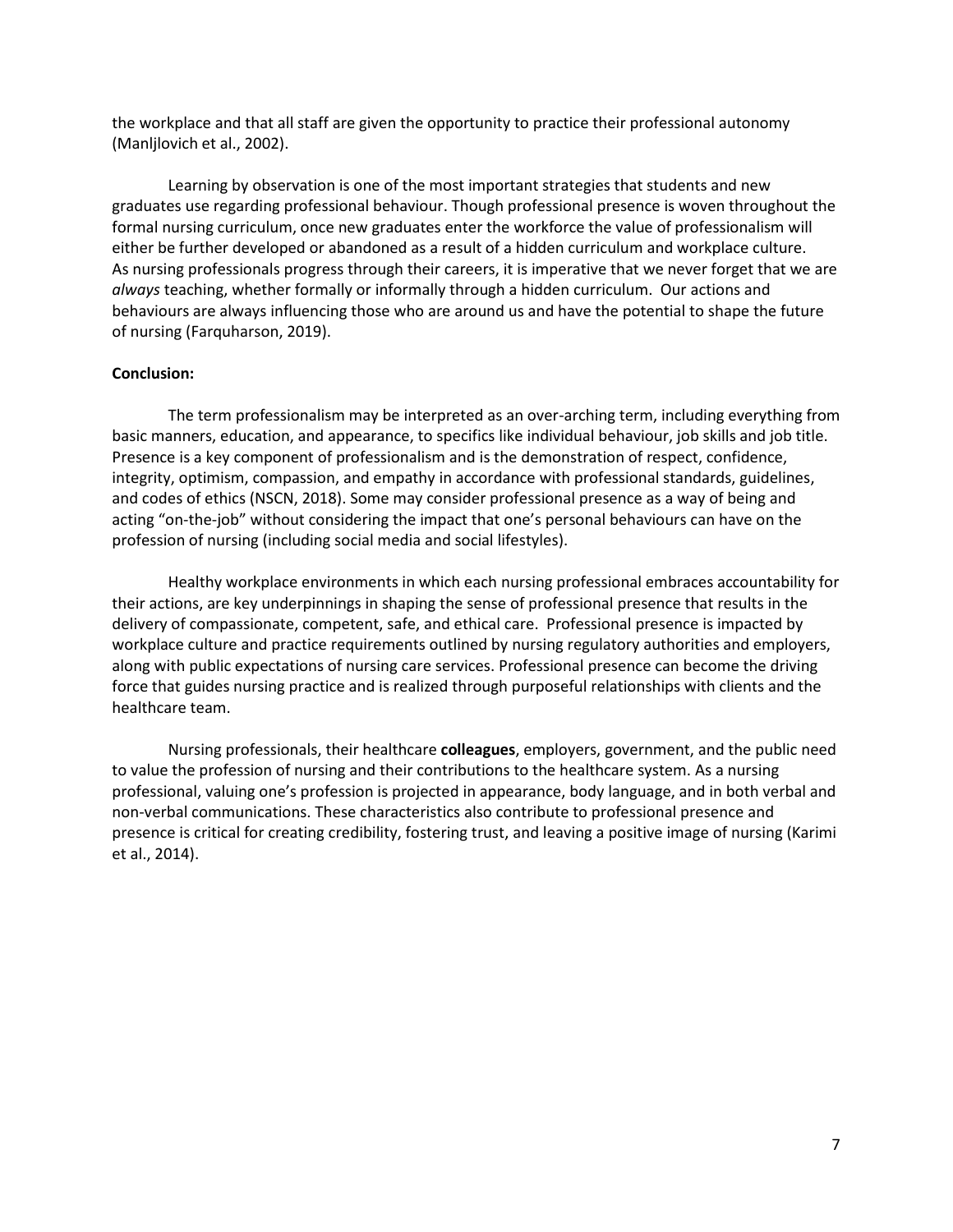the workplace and that all staff are given the opportunity to practice their professional autonomy (Manljlovich et al., 2002).

Learning by observation is one of the most important strategies that students and new graduates use regarding professional behaviour. Though professional presence is woven throughout the formal nursing curriculum, once new graduates enter the workforce the value of professionalism will either be further developed or abandoned as a result of a hidden curriculum and workplace culture. As nursing professionals progress through their careers, it is imperative that we never forget that we are *always* teaching, whether formally or informally through a hidden curriculum. Our actions and behaviours are always influencing those who are around us and have the potential to shape the future of nursing (Farquharson, 2019).

**Conclusion:**

The term professionalism may be interpreted as an over-arching term, including everything from basic manners, education, and appearance, to specifics like individual behaviour, job skills and job title. Presence is a key component of professionalism and is the demonstration of respect, confidence, integrity, optimism, compassion, and empathy in accordance with professional standards, guidelines, and codes of ethics (NSCN, 2018). Some may consider professional presence as a way of being and acting "on-the-job" without considering the impact that one's personal behaviours can have on the profession of nursing (including social media and social lifestyles).

Healthy workplace environments in which each nursing professional embraces accountability for their actions, are key underpinnings in shaping the sense of professional presence that results in the delivery of compassionate, competent, safe, and ethical care. Professional presence is impacted by workplace culture and practice requirements outlined by nursing regulatory authorities and employers, along with public expectations of nursing care services. Professional presence can become the driving force that guides nursing practice and is realized through purposeful relationships with clients and the healthcare team.

Nursing professionals, their healthcare **colleagues**, employers, government, and the public need to value the profession of nursing and their contributions to the healthcare system. As a nursing professional, valuing one's profession is projected in appearance, body language, and in both verbal and non-verbal communications. These characteristics also contribute to professional presence and presence is critical for creating credibility, fostering trust, and leaving a positive image of nursing (Karimi et al., 2014).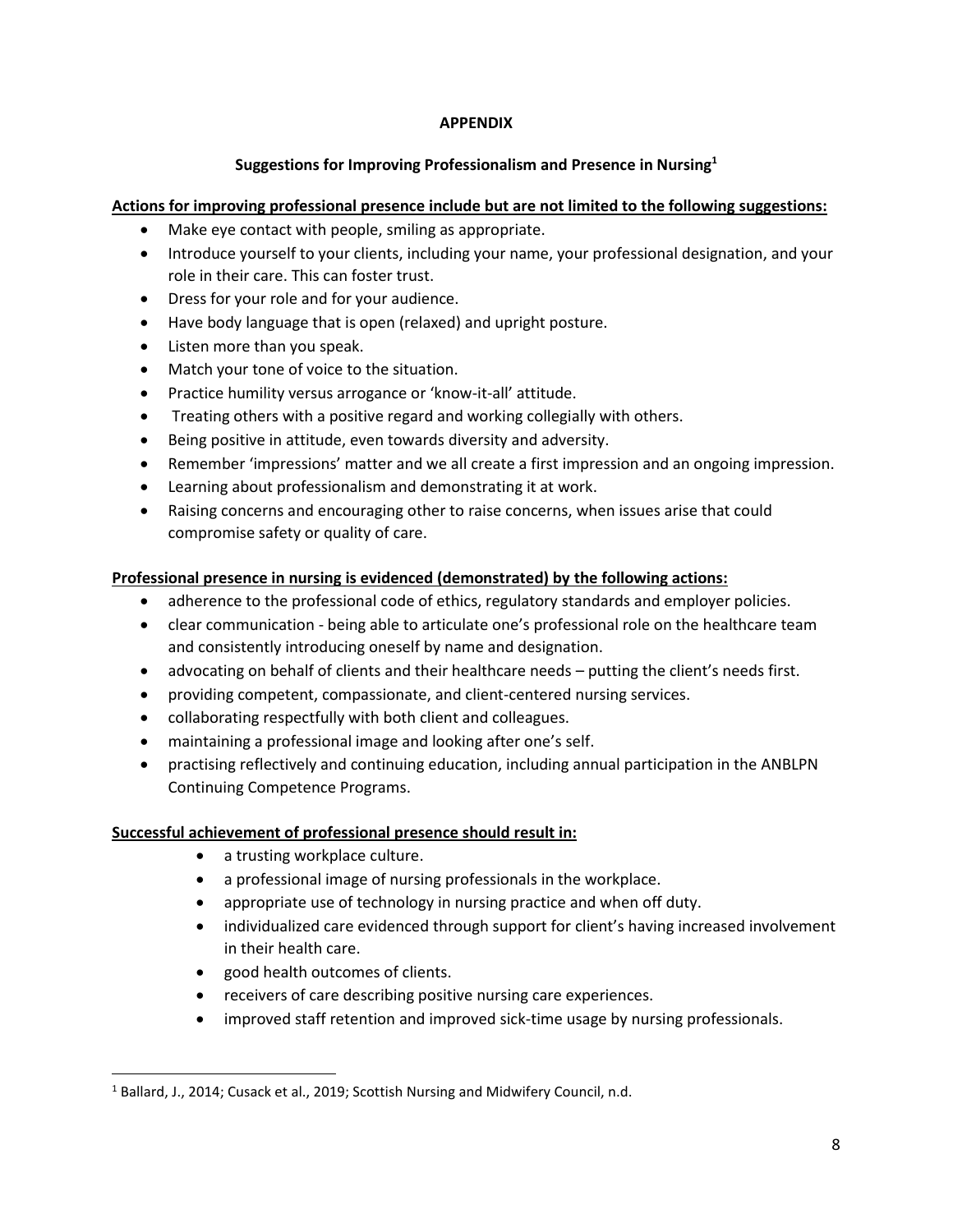**APPENDIX**

**Suggestions for Improving Professionalism and Presence in Nursing[1]**

**Actions for improving professional presence include but are not limited to the following suggestions:**

- Make eye contact with people, smiling as appropriate.
- Introduce yourself to your clients, including your name, your professional designation, and your role in their care. This can foster trust.
- Dress for your role and for your audience.
- Have body language that is open (relaxed) and upright posture.
- Listen more than you speak.
- Match your tone of voice to the situation.
- Practice humility versus arrogance or 'know-it-all' attitude.
- Treating others with a positive regard and working collegially with others.
- Being positive in attitude, even towards diversity and adversity.
- Remember 'impressions' matter and we all create a first impression and an ongoing impression.
- Learning about professionalism and demonstrating it at work.
- Raising concerns and encouraging other to raise concerns, when issues arise that could compromise safety or quality of care.

**Professional presence in nursing is evidenced (demonstrated) by the following actions:**

- adherence to the professional code of ethics, regulatory standards and employer policies.
- clear communication - being able to articulate one's professional role on the healthcare team and consistently introducing oneself by name and designation.
- advocating on behalf of clients and their healthcare needs – putting the client's needs first.
- providing competent, compassionate, and client-centered nursing services.
- collaborating respectfully with both client and colleagues.
- maintaining a professional image and looking after one's self.
- practising reflectively and continuing education, including annual participation in the ANBLPN Continuing Competence Programs.

**Successful achievement of professional presence should result in:**

- a trusting workplace culture.
- a professional image of nursing professionals in the workplace.
- appropriate use of technology in nursing practice and when off duty.
- individualized care evidenced through support for client's having increased involvement in their health care.
- good health outcomes of clients.
- receivers of care describing positive nursing care experiences.
- improved staff retention and improved sick-time usage by nursing professionals.

[1] Ballard, J., 2014; Cusack et al., 2019; Scottish Nursing and Midwifery Council, n.d.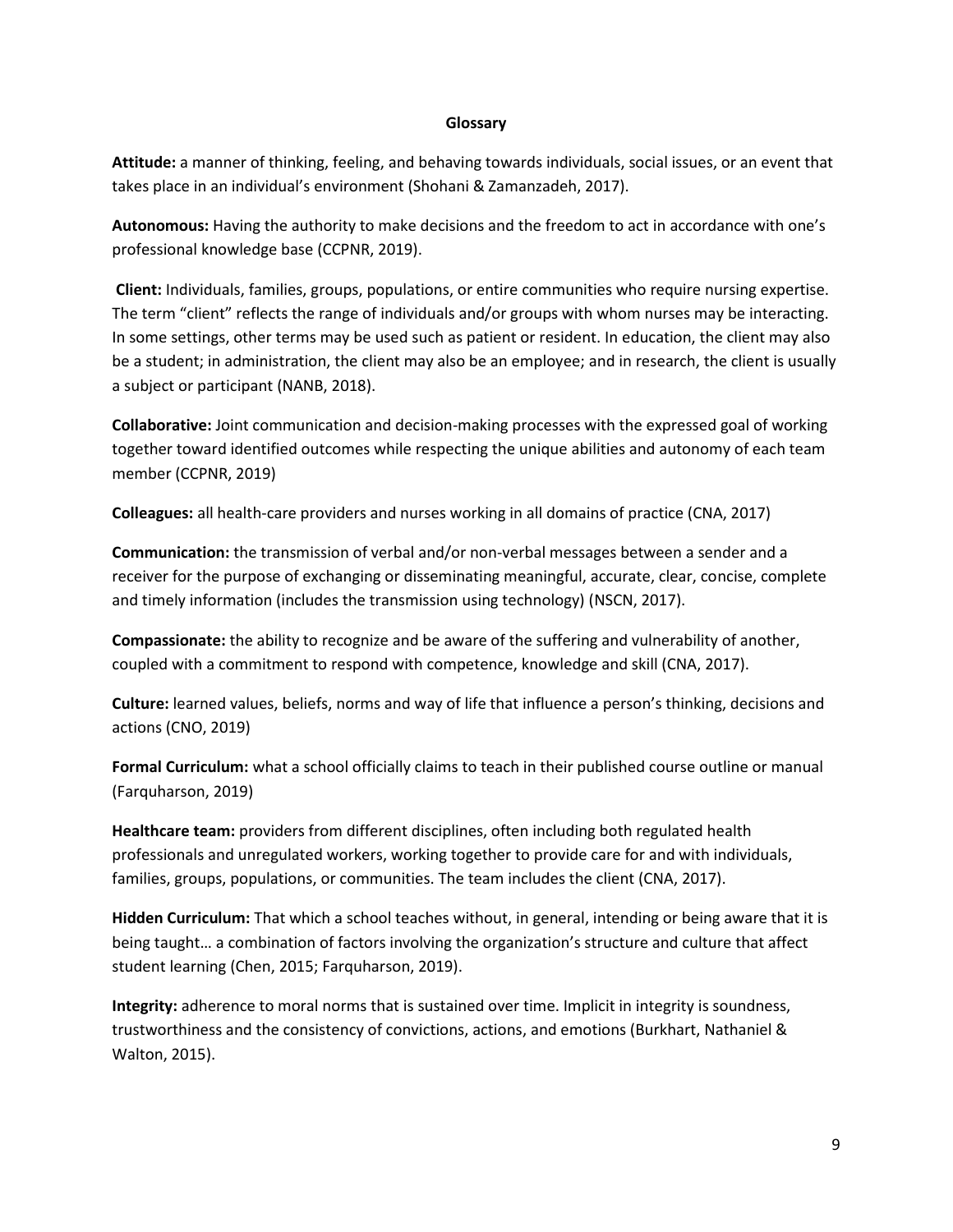## Glossary

**Attitude:** a manner of thinking, feeling, and behaving towards individuals, social issues, or an event that takes place in an individual's environment (Shohani & Zamanzadeh, 2017).

**Autonomous:** Having the authority to make decisions and the freedom to act in accordance with one's professional knowledge base (CCPNR, 2019).

**Client:** Individuals, families, groups, populations, or entire communities who require nursing expertise. The term "client" reflects the range of individuals and/or groups with whom nurses may be interacting. In some settings, other terms may be used such as patient or resident. In education, the client may also be a student; in administration, the client may also be an employee; and in research, the client is usually a subject or participant (NANB, 2018).

**Collaborative:** Joint communication and decision-making processes with the expressed goal of working together toward identified outcomes while respecting the unique abilities and autonomy of each team member (CCPNR, 2019)

**Colleagues:** all health-care providers and nurses working in all domains of practice (CNA, 2017)

**Communication:** the transmission of verbal and/or non-verbal messages between a sender and a receiver for the purpose of exchanging or disseminating meaningful, accurate, clear, concise, complete and timely information (includes the transmission using technology) (NSCN, 2017).

**Compassionate:** the ability to recognize and be aware of the suffering and vulnerability of another, coupled with a commitment to respond with competence, knowledge and skill (CNA, 2017).

**Culture:** learned values, beliefs, norms and way of life that influence a person's thinking, decisions and actions (CNO, 2019)

**Formal Curriculum:** what a school officially claims to teach in their published course outline or manual (Farquharson, 2019)

**Healthcare team:** providers from different disciplines, often including both regulated health professionals and unregulated workers, working together to provide care for and with individuals, families, groups, populations, or communities. The team includes the client (CNA, 2017).

**Hidden Curriculum:** That which a school teaches without, in general, intending or being aware that it is being taught… a combination of factors involving the organization's structure and culture that affect student learning (Chen, 2015; Farquharson, 2019).

**Integrity:** adherence to moral norms that is sustained over time. Implicit in integrity is soundness, trustworthiness and the consistency of convictions, actions, and emotions (Burkhart, Nathaniel & Walton, 2015).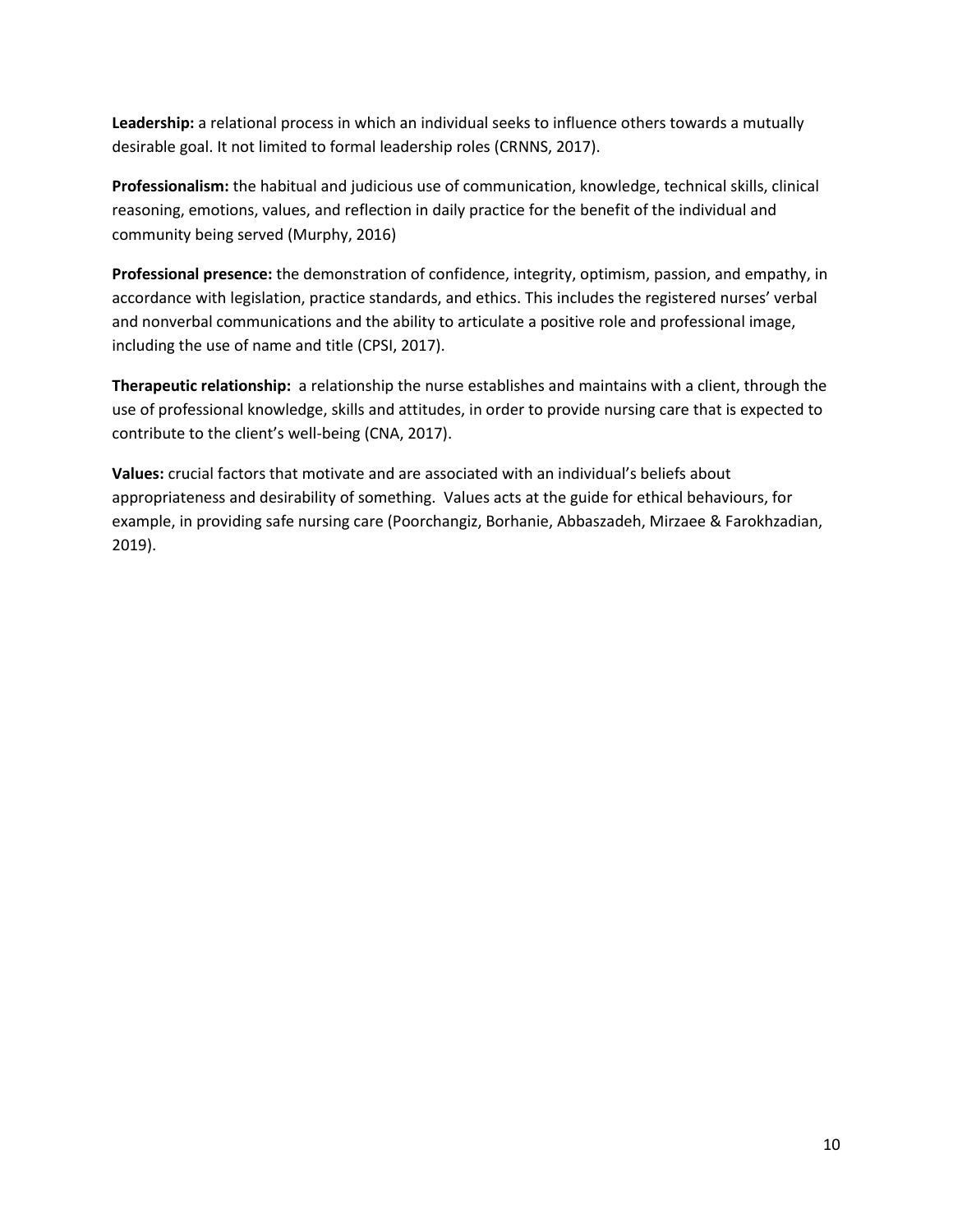**Leadership:** a relational process in which an individual seeks to influence others towards a mutually desirable goal. It not limited to formal leadership roles (CRNNS, 2017).

**Professionalism:** the habitual and judicious use of communication, knowledge, technical skills, clinical reasoning, emotions, values, and reflection in daily practice for the benefit of the individual and community being served (Murphy, 2016)

**Professional presence:** the demonstration of confidence, integrity, optimism, passion, and empathy, in accordance with legislation, practice standards, and ethics. This includes the registered nurses' verbal and nonverbal communications and the ability to articulate a positive role and professional image, including the use of name and title (CPSI, 2017).

**Therapeutic relationship:** a relationship the nurse establishes and maintains with a client, through the use of professional knowledge, skills and attitudes, in order to provide nursing care that is expected to contribute to the client's well-being (CNA, 2017).

**Values:** crucial factors that motivate and are associated with an individual's beliefs about appropriateness and desirability of something. Values acts at the guide for ethical behaviours, for example, in providing safe nursing care (Poorchangiz, Borhanie, Abbaszadeh, Mirzaee & Farokhzadian, 2019).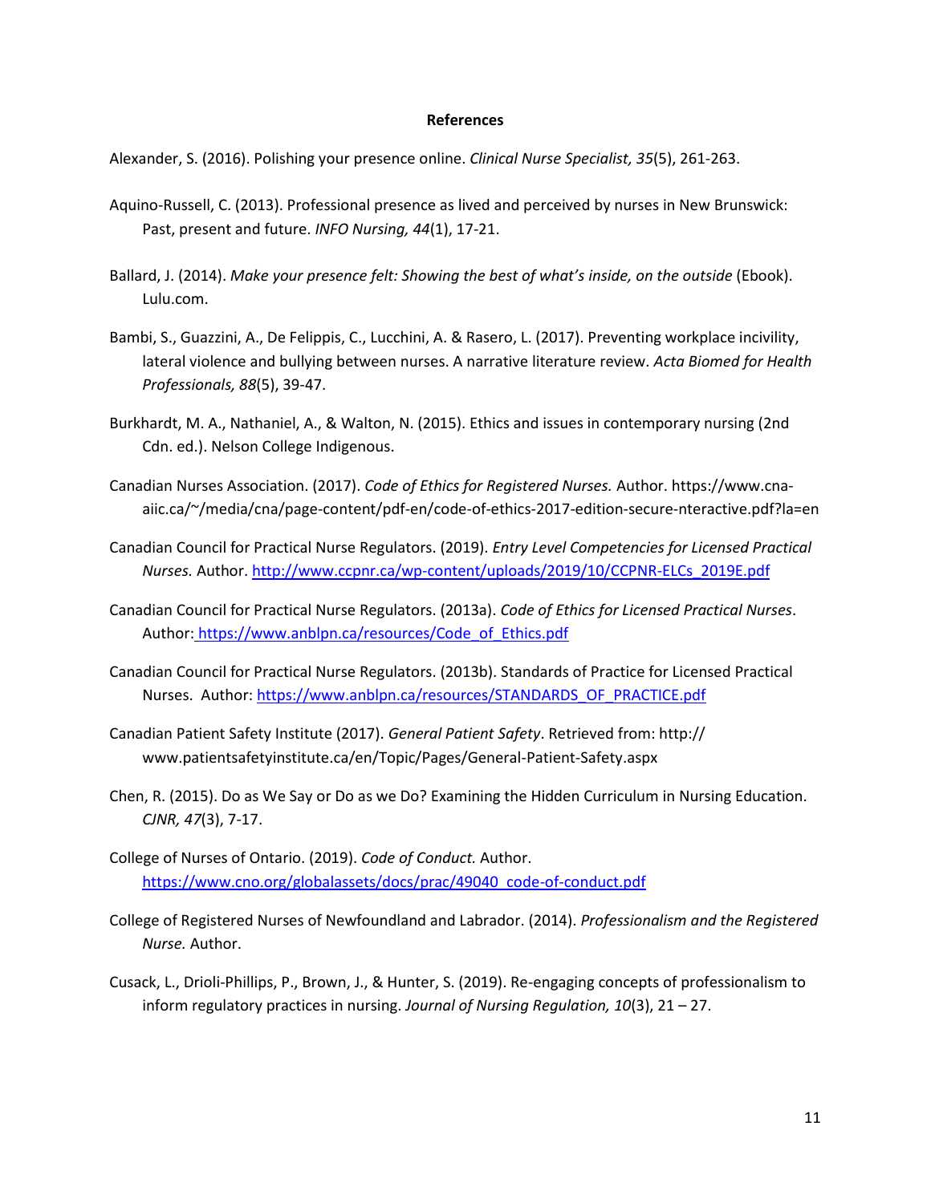**References**

Alexander, S. (2016). Polishing your presence online. *Clinical Nurse Specialist, 35*(5), 261-263.

Aquino-Russell, C. (2013). Professional presence as lived and perceived by nurses in New Brunswick: Past, present and future. *INFO Nursing, 44*(1), 17-21.

Ballard, J. (2014). *Make your presence felt: Showing the best of what's inside, on the outside* (Ebook). Lulu.com.

Bambi, S., Guazzini, A., De Felippis, C., Lucchini, A. & Rasero, L. (2017). Preventing workplace incivility, lateral violence and bullying between nurses. A narrative literature review. *Acta Biomed for Health Professionals, 88*(5), 39-47.

Burkhardt, M. A., Nathaniel, A., & Walton, N. (2015). Ethics and issues in contemporary nursing (2nd Cdn. ed.). Nelson College Indigenous.

Canadian Nurses Association. (2017). *Code of Ethics for Registered Nurses.* Author. https://www.cna-aiic.ca/~/media/cna/page-content/pdf-en/code-of-ethics-2017-edition-secure-nteractive.pdf?la=en

Canadian Council for Practical Nurse Regulators. (2019). *Entry Level Competencies for Licensed Practical Nurses.* Author. http://www.ccpnr.ca/wp-content/uploads/2019/10/CCPNR-ELCs_2019E.pdf

Canadian Council for Practical Nurse Regulators. (2013a). *Code of Ethics for Licensed Practical Nurses*. Author: https://www.anblpn.ca/resources/Code_of_Ethics.pdf

Canadian Council for Practical Nurse Regulators. (2013b). Standards of Practice for Licensed Practical Nurses. Author: https://www.anblpn.ca/resources/STANDARDS_OF_PRACTICE.pdf

Canadian Patient Safety Institute (2017). *General Patient Safety*. Retrieved from: http://www.patientsafetyinstitute.ca/en/Topic/Pages/General-Patient-Safety.aspx

Chen, R. (2015). Do as We Say or Do as we Do? Examining the Hidden Curriculum in Nursing Education. *CJNR, 47*(3), 7-17.

College of Nurses of Ontario. (2019). *Code of Conduct.* Author. https://www.cno.org/globalassets/docs/prac/49040_code-of-conduct.pdf

College of Registered Nurses of Newfoundland and Labrador. (2014). *Professionalism and the Registered Nurse.* Author.

Cusack, L., Drioli-Phillips, P., Brown, J., & Hunter, S. (2019). Re-engaging concepts of professionalism to inform regulatory practices in nursing. *Journal of Nursing Regulation, 10*(3), 21 – 27.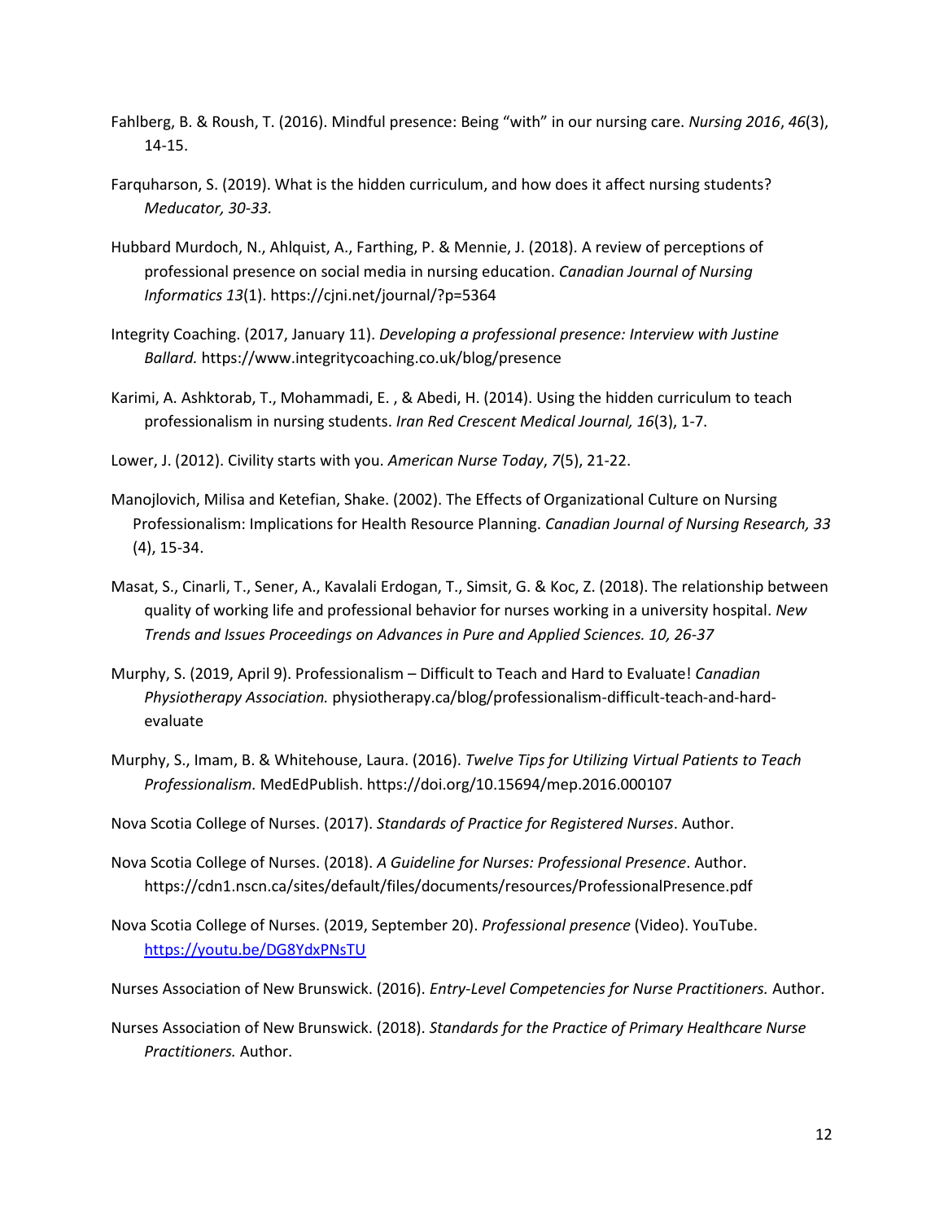Fahlberg, B. & Roush, T. (2016). Mindful presence: Being "with" in our nursing care. *Nursing 2016*, *46*(3), 14-15.

Farquharson, S. (2019). What is the hidden curriculum, and how does it affect nursing students? *Meducator, 30-33.*

Hubbard Murdoch, N., Ahlquist, A., Farthing, P. & Mennie, J. (2018). A review of perceptions of professional presence on social media in nursing education. *Canadian Journal of Nursing Informatics 13*(1). https://cjni.net/journal/?p=5364

Integrity Coaching. (2017, January 11). *Developing a professional presence: Interview with Justine Ballard.* https://www.integritycoaching.co.uk/blog/presence

Karimi, A. Ashktorab, T., Mohammadi, E. , & Abedi, H. (2014). Using the hidden curriculum to teach professionalism in nursing students. *Iran Red Crescent Medical Journal, 16*(3), 1-7.

Lower, J. (2012). Civility starts with you. *American Nurse Today*, *7*(5), 21-22.

Manojlovich, Milisa and Ketefian, Shake. (2002). The Effects of Organizational Culture on Nursing Professionalism: Implications for Health Resource Planning. *Canadian Journal of Nursing Research, 33* (4), 15-34.

Masat, S., Cinarli, T., Sener, A., Kavalali Erdogan, T., Simsit, G. & Koc, Z. (2018). The relationship between quality of working life and professional behavior for nurses working in a university hospital. *New Trends and Issues Proceedings on Advances in Pure and Applied Sciences. 10, 26-37*

Murphy, S. (2019, April 9). Professionalism – Difficult to Teach and Hard to Evaluate! *Canadian Physiotherapy Association.* physiotherapy.ca/blog/professionalism-difficult-teach-and-hard-evaluate

Murphy, S., Imam, B. & Whitehouse, Laura. (2016). *Twelve Tips for Utilizing Virtual Patients to Teach Professionalism.* MedEdPublish. https://doi.org/10.15694/mep.2016.000107

Nova Scotia College of Nurses. (2017). *Standards of Practice for Registered Nurses*. Author.

Nova Scotia College of Nurses. (2018). *A Guideline for Nurses: Professional Presence*. Author. https://cdn1.nscn.ca/sites/default/files/documents/resources/ProfessionalPresence.pdf

Nova Scotia College of Nurses. (2019, September 20). *Professional presence* (Video). YouTube. https://youtu.be/DG8YdxPNsTU

Nurses Association of New Brunswick. (2016). *Entry-Level Competencies for Nurse Practitioners.* Author.

Nurses Association of New Brunswick. (2018). *Standards for the Practice of Primary Healthcare Nurse Practitioners.* Author.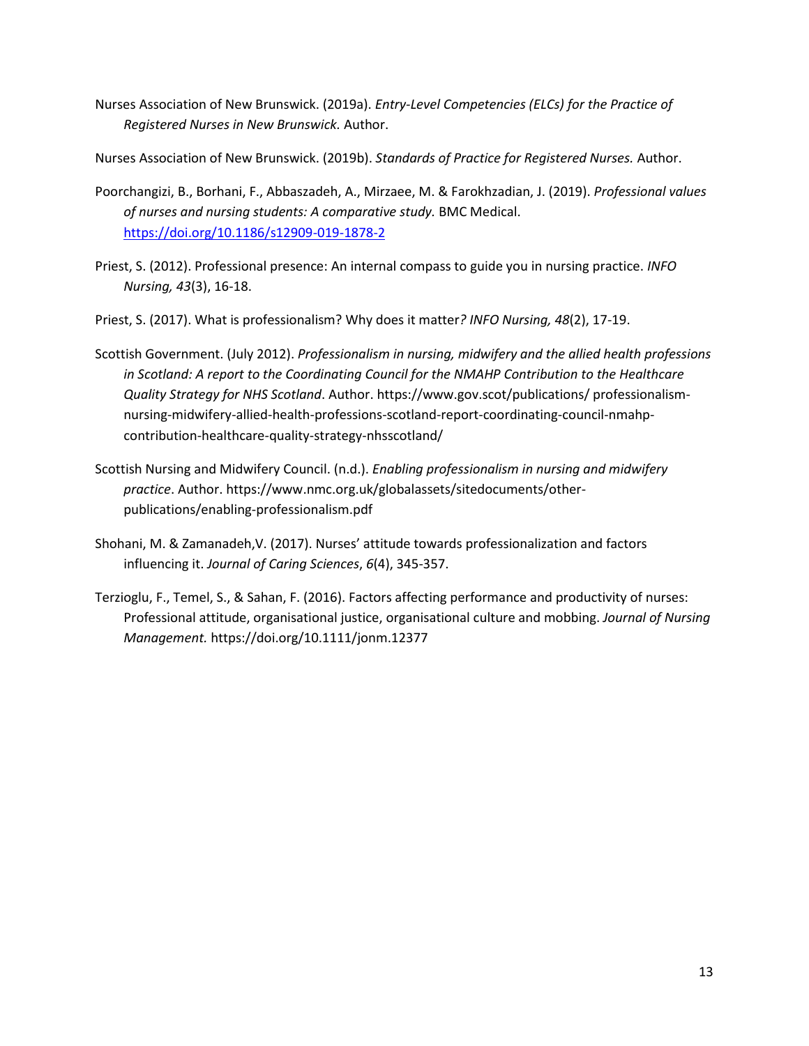Nurses Association of New Brunswick. (2019a). *Entry-Level Competencies (ELCs) for the Practice of Registered Nurses in New Brunswick.* Author.

Nurses Association of New Brunswick. (2019b). *Standards of Practice for Registered Nurses.* Author.

Poorchangizi, B., Borhani, F., Abbaszadeh, A., Mirzaee, M. & Farokhzadian, J. (2019). *Professional values of nurses and nursing students: A comparative study.* BMC Medical. https://doi.org/10.1186/s12909-019-1878-2

Priest, S. (2012). Professional presence: An internal compass to guide you in nursing practice. *INFO Nursing, 43*(3), 16-18.

Priest, S. (2017). What is professionalism? Why does it matter*? INFO Nursing, 48*(2), 17-19.

Scottish Government. (July 2012). *Professionalism in nursing, midwifery and the allied health professions in Scotland: A report to the Coordinating Council for the NMAHP Contribution to the Healthcare Quality Strategy for NHS Scotland*. Author. https://www.gov.scot/publications/ professionalism-nursing-midwifery-allied-health-professions-scotland-report-coordinating-council-nmahp-contribution-healthcare-quality-strategy-nhsscotland/

Scottish Nursing and Midwifery Council. (n.d.). *Enabling professionalism in nursing and midwifery practice*. Author. https://www.nmc.org.uk/globalassets/sitedocuments/other-publications/enabling-professionalism.pdf

Shohani, M. & Zamanadeh,V. (2017). Nurses' attitude towards professionalization and factors influencing it. *Journal of Caring Sciences*, *6*(4), 345-357.

Terzioglu, F., Temel, S., & Sahan, F. (2016). Factors affecting performance and productivity of nurses: Professional attitude, organisational justice, organisational culture and mobbing. *Journal of Nursing Management.* https://doi.org/10.1111/jonm.12377